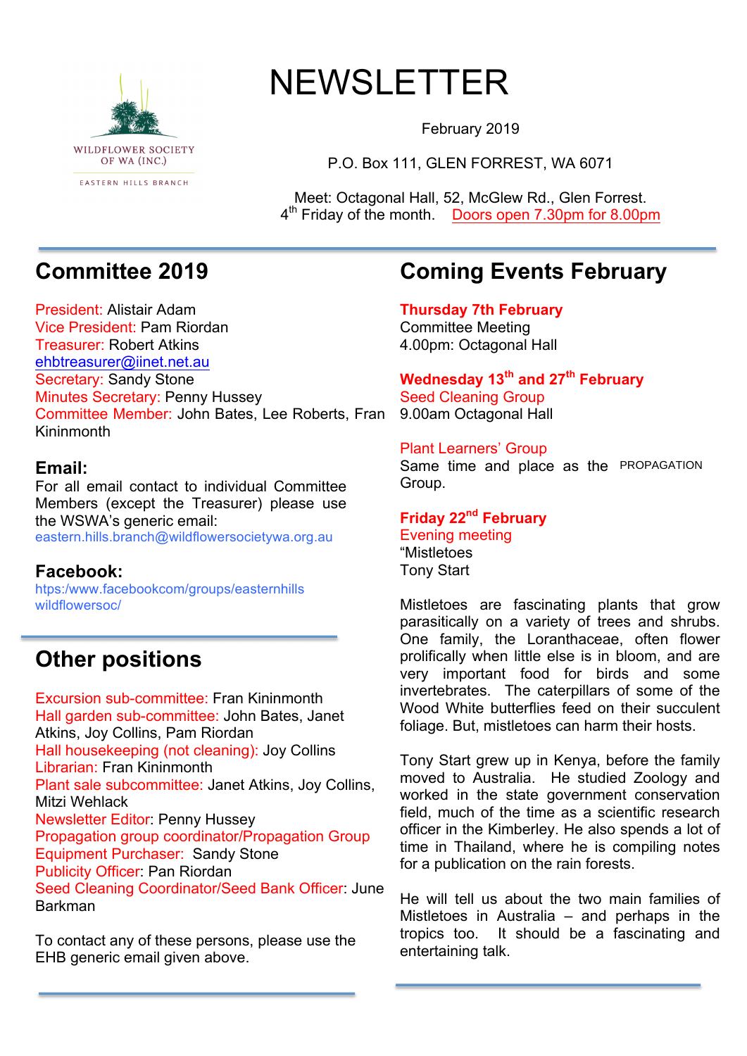WILDFLOWER SOCIETY OF WA (INC.)

EASTERN HILLS BRANCH

# NEWSLETTER

February 2019

P.O. Box 111, GLEN FORREST, WA 6071

Meet: Octagonal Hall, 52, McGlew Rd., Glen Forrest.
4th Friday of the month. Doors open 7.30pm for 8.00pm

## Committee 2019

President: Alistair Adam
Vice President: Pam Riordan
Treasurer: Robert Atkins
ehbtreasurer@iinet.net.au
Secretary: Sandy Stone
Minutes Secretary: Penny Hussey
Committee Member: John Bates, Lee Roberts, Fran Kininmonth

### Email:

For all email contact to individual Committee Members (except the Treasurer) please use the WSWA's generic email:
eastern.hills.branch@wildflowersocietywa.org.au

### Facebook:

htps:/www.facebookcom/groups/easternhills wildflowersoc/

## Other positions

Excursion sub-committee: Fran Kininmonth
Hall garden sub-committee: John Bates, Janet Atkins, Joy Collins, Pam Riordan
Hall housekeeping (not cleaning): Joy Collins
Librarian: Fran Kininmonth
Plant sale subcommittee: Janet Atkins, Joy Collins, Mitzi Wehlack
Newsletter Editor: Penny Hussey
Propagation group coordinator/Propagation Group Equipment Purchaser: Sandy Stone
Publicity Officer: Pan Riordan
Seed Cleaning Coordinator/Seed Bank Officer: June Barkman

To contact any of these persons, please use the EHB generic email given above.

## Coming Events February

**Thursday 7th February**
Committee Meeting
4.00pm: Octagonal Hall

**Wednesday 13th and 27th February**
Seed Cleaning Group
9.00am Octagonal Hall

Plant Learners' Group
Same time and place as the PROPAGATION Group.

**Friday 22nd February**
Evening meeting
"Mistletoes
Tony Start

Mistletoes are fascinating plants that grow parasitically on a variety of trees and shrubs. One family, the Loranthaceae, often flower prolifically when little else is in bloom, and are very important food for birds and some invertebrates. The caterpillars of some of the Wood White butterflies feed on their succulent foliage. But, mistletoes can harm their hosts.

Tony Start grew up in Kenya, before the family moved to Australia. He studied Zoology and worked in the state government conservation field, much of the time as a scientific research officer in the Kimberley. He also spends a lot of time in Thailand, where he is compiling notes for a publication on the rain forests.

He will tell us about the two main families of Mistletoes in Australia – and perhaps in the tropics too. It should be a fascinating and entertaining talk.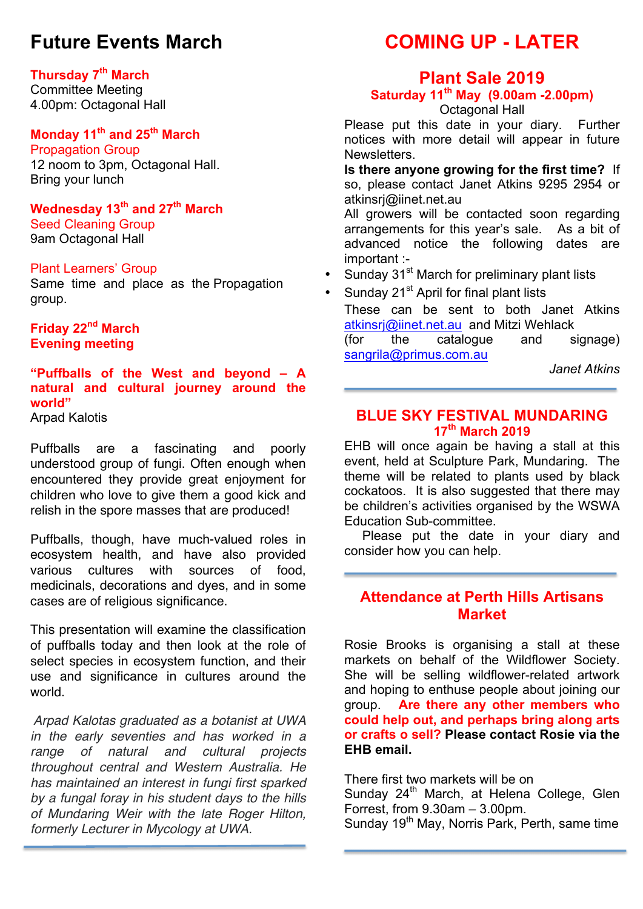# Future Events March

**Thursday 7th March**
Committee Meeting
4.00pm: Octagonal Hall

**Monday 11th and 25th March**
Propagation Group
12 noom to 3pm, Octagonal Hall.
Bring your lunch

**Wednesday 13th and 27th March**
Seed Cleaning Group
9am Octagonal Hall

Plant Learners' Group
Same time and place as the Propagation group.

**Friday 22nd March**
**Evening meeting**

**"Puffballs of the West and beyond – A natural and cultural journey around the world"**
Arpad Kalotis

Puffballs are a fascinating and poorly understood group of fungi. Often enough when encountered they provide great enjoyment for children who love to give them a good kick and relish in the spore masses that are produced!

Puffballs, though, have much-valued roles in ecosystem health, and have also provided various cultures with sources of food, medicinals, decorations and dyes, and in some cases are of religious significance.

This presentation will examine the classification of puffballs today and then look at the role of select species in ecosystem function, and their use and significance in cultures around the world.

*Arpad Kalotas graduated as a botanist at UWA in the early seventies and has worked in a range of natural and cultural projects throughout central and Western Australia. He has maintained an interest in fungi first sparked by a fungal foray in his student days to the hills of Mundaring Weir with the late Roger Hilton, formerly Lecturer in Mycology at UWA.*

# COMING UP - LATER

## Plant Sale 2019

**Saturday 11th May (9.00am -2.00pm)**
Octagonal Hall

Please put this date in your diary. Further notices with more detail will appear in future Newsletters.

**Is there anyone growing for the first time?** If so, please contact Janet Atkins 9295 2954 or atkinsrj@iinet.net.au

All growers will be contacted soon regarding arrangements for this year's sale. As a bit of advanced notice the following dates are important :-

- Sunday 31st March for preliminary plant lists
- Sunday 21st April for final plant lists

These can be sent to both Janet Atkins atkinsrj@iinet.net.au and Mitzi Wehlack (for the catalogue and signage) sangrila@primus.com.au

*Janet Atkins*

## BLUE SKY FESTIVAL MUNDARING

**17th March 2019**

EHB will once again be having a stall at this event, held at Sculpture Park, Mundaring. The theme will be related to plants used by black cockatoos. It is also suggested that there may be children's activities organised by the WSWA Education Sub-committee.

Please put the date in your diary and consider how you can help.

## Attendance at Perth Hills Artisans Market

Rosie Brooks is organising a stall at these markets on behalf of the Wildflower Society. She will be selling wildflower-related artwork and hoping to enthuse people about joining our group. **Are there any other members who could help out, and perhaps bring along arts or crafts o sell? Please contact Rosie via the EHB email.**

There first two markets will be on
Sunday 24th March, at Helena College, Glen Forrest, from 9.30am – 3.00pm.
Sunday 19th May, Norris Park, Perth, same time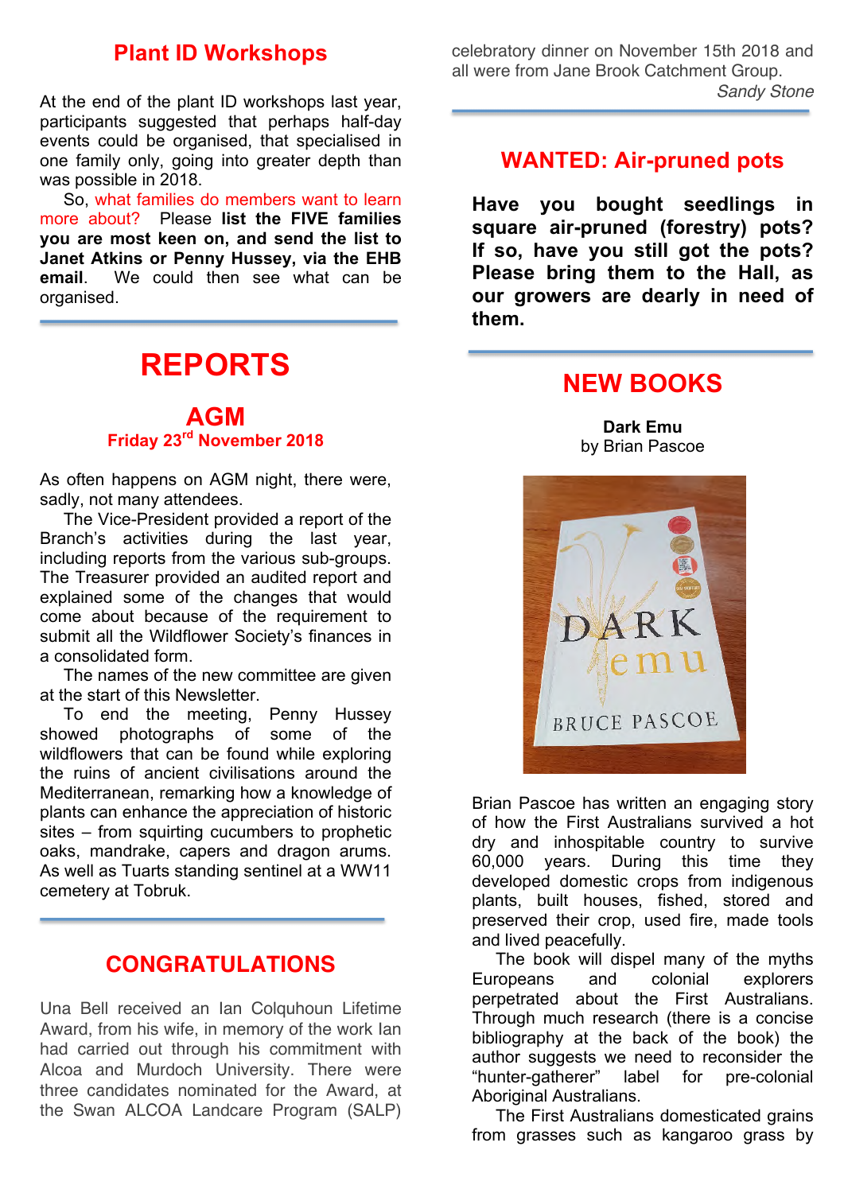## Plant ID Workshops

At the end of the plant ID workshops last year, participants suggested that perhaps half-day events could be organised, that specialised in one family only, going into greater depth than was possible in 2018.

So, what families do members want to learn more about? Please **list the FIVE families you are most keen on, and send the list to Janet Atkins or Penny Hussey, via the EHB email**. We could then see what can be organised.

# REPORTS

## AGM
### Friday 23rd November 2018

As often happens on AGM night, there were, sadly, not many attendees.

The Vice-President provided a report of the Branch's activities during the last year, including reports from the various sub-groups. The Treasurer provided an audited report and explained some of the changes that would come about because of the requirement to submit all the Wildflower Society's finances in a consolidated form.

The names of the new committee are given at the start of this Newsletter.

To end the meeting, Penny Hussey showed photographs of some of the wildflowers that can be found while exploring the ruins of ancient civilisations around the Mediterranean, remarking how a knowledge of plants can enhance the appreciation of historic sites – from squirting cucumbers to prophetic oaks, mandrake, capers and dragon arums. As well as Tuarts standing sentinel at a WW11 cemetery at Tobruk.

## CONGRATULATIONS

Una Bell received an Ian Colquhoun Lifetime Award, from his wife, in memory of the work Ian had carried out through his commitment with Alcoa and Murdoch University. There were three candidates nominated for the Award, at the Swan ALCOA Landcare Program (SALP) celebratory dinner on November 15th 2018 and all were from Jane Brook Catchment Group.

*Sandy Stone*

## WANTED: Air-pruned pots

**Have you bought seedlings in square air-pruned (forestry) pots? If so, have you still got the pots? Please bring them to the Hall, as our growers are dearly in need of them.**

## NEW BOOKS

**Dark Emu**
by Brian Pascoe

Brian Pascoe has written an engaging story of how the First Australians survived a hot dry and inhospitable country to survive 60,000 years. During this time they developed domestic crops from indigenous plants, built houses, fished, stored and preserved their crop, used fire, made tools and lived peacefully.

The book will dispel many of the myths Europeans and colonial explorers perpetrated about the First Australians. Through much research (there is a concise bibliography at the back of the book) the author suggests we need to reconsider the "hunter-gatherer" label for pre-colonial Aboriginal Australians.

The First Australians domesticated grains from grasses such as kangaroo grass by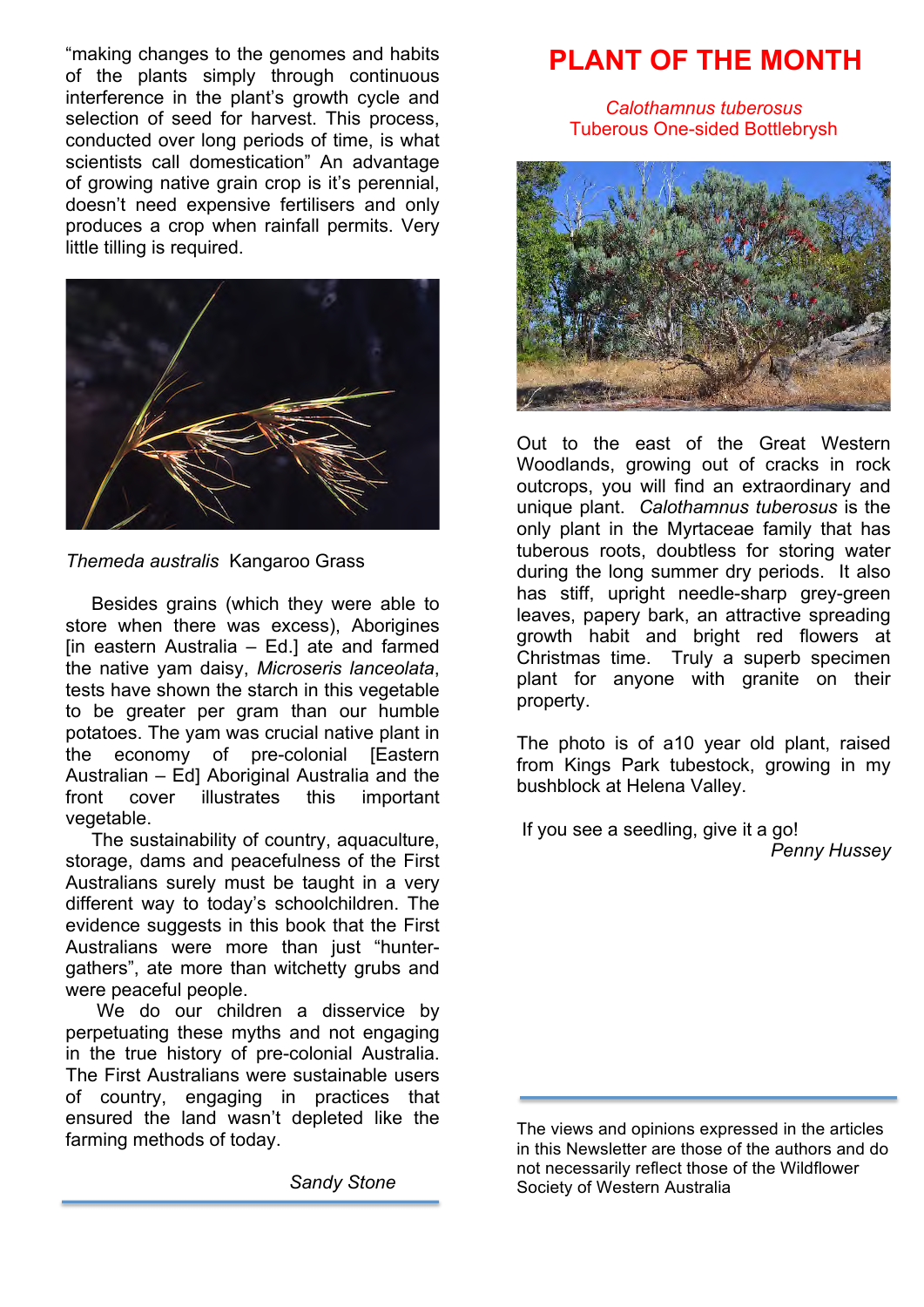"making changes to the genomes and habits of the plants simply through continuous interference in the plant's growth cycle and selection of seed for harvest. This process, conducted over long periods of time, is what scientists call domestication" An advantage of growing native grain crop is it's perennial, doesn't need expensive fertilisers and only produces a crop when rainfall permits. Very little tilling is required.

*Themeda australis* Kangaroo Grass

Besides grains (which they were able to store when there was excess), Aborigines [in eastern Australia – Ed.] ate and farmed the native yam daisy, *Microseris lanceolata*, tests have shown the starch in this vegetable to be greater per gram than our humble potatoes. The yam was crucial native plant in the economy of pre-colonial [Eastern Australian – Ed] Aboriginal Australia and the front cover illustrates this important vegetable.

The sustainability of country, aquaculture, storage, dams and peacefulness of the First Australians surely must be taught in a very different way to today's schoolchildren. The evidence suggests in this book that the First Australians were more than just "hunter-gathers", ate more than witchetty grubs and were peaceful people.

We do our children a disservice by perpetuating these myths and not engaging in the true history of pre-colonial Australia. The First Australians were sustainable users of country, engaging in practices that ensured the land wasn't depleted like the farming methods of today.

*Sandy Stone*

# PLANT OF THE MONTH

*Calothamnus tuberosus*
Tuberous One-sided Bottlebrysh

Out to the east of the Great Western Woodlands, growing out of cracks in rock outcrops, you will find an extraordinary and unique plant. *Calothamnus tuberosus* is the only plant in the Myrtaceae family that has tuberous roots, doubtless for storing water during the long summer dry periods. It also has stiff, upright needle-sharp grey-green leaves, papery bark, an attractive spreading growth habit and bright red flowers at Christmas time. Truly a superb specimen plant for anyone with granite on their property.

The photo is of a10 year old plant, raised from Kings Park tubestock, growing in my bushblock at Helena Valley.

If you see a seedling, give it a go!

*Penny Hussey*

The views and opinions expressed in the articles in this Newsletter are those of the authors and do not necessarily reflect those of the Wildflower Society of Western Australia